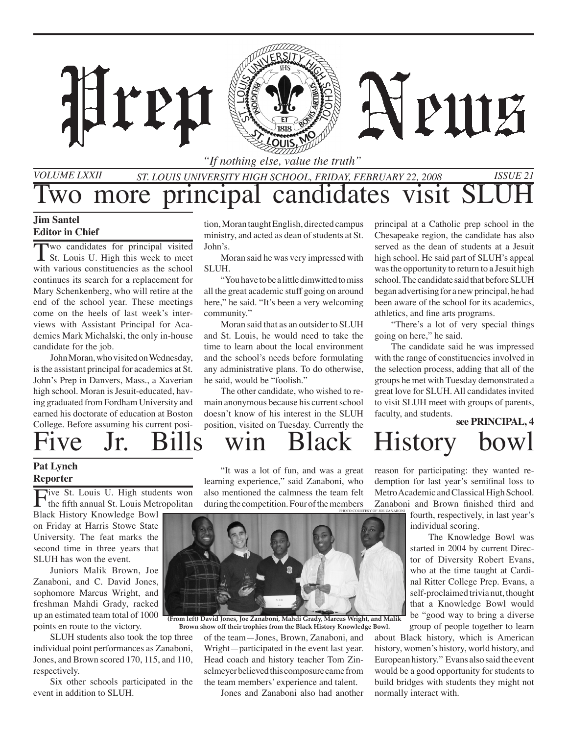# Prep News

*"If nothing else, value the truth"*

VOLUME LXXII — ST. LOUIS UNIVERSITY HIGH SCHOOL, FRIDAY, FEBRUARY 22, 2008 — ISSUE 21

## Two more principal candidates visit SLUH

**Jim Santel**
**Editor in Chief**

Two candidates for principal visited St. Louis U. High this week to meet with various constituencies as the school continues its search for a replacement for Mary Schenkenberg, who will retire at the end of the school year. These meetings come on the heels of last week's interviews with Assistant Principal for Academics Mark Michalski, the only in-house candidate for the job.

John Moran, who visited on Wednesday, is the assistant principal for academics at St. John's Prep in Danvers, Mass., a Xaverian high school. Moran is Jesuit-educated, having graduated from Fordham University and earned his doctorate of education at Boston College. Before assuming his current position, Moran taught English, directed campus ministry, and acted as dean of students at St. John's.

Moran said he was very impressed with SLUH.

"You have to be a little dimwitted to miss all the great academic stuff going on around here," he said. "It's been a very welcoming community."

Moran said that as an outsider to SLUH and St. Louis, he would need to take the time to learn about the local environment and the school's needs before formulating any administrative plans. To do otherwise, he said, would be "foolish."

The other candidate, who wished to remain anonymous because his current school doesn't know of his interest in the SLUH position, visited on Tuesday. Currently the principal at a Catholic prep school in the Chesapeake region, the candidate has also served as the dean of students at a Jesuit high school. He said part of SLUH's appeal was the opportunity to return to a Jesuit high school. The candidate said that before SLUH began advertising for a new principal, he had been aware of the school for its academics, athletics, and fine arts programs.

"There's a lot of very special things going on here," he said.

The candidate said he was impressed with the range of constituencies involved in the selection process, adding that all of the groups he met with Tuesday demonstrated a great love for SLUH. All candidates invited to visit SLUH meet with groups of parents, faculty, and students.

**see PRINCIPAL, 4**

## Five Jr. Bills win Black History bowl

**Pat Lynch**
**Reporter**

Five St. Louis U. High students won the fifth annual St. Louis Metropolitan Black History Knowledge Bowl on Friday at Harris Stowe State University. The feat marks the second time in three years that SLUH has won the event.

Juniors Malik Brown, Joe Zanaboni, and C. David Jones, sophomore Marcus Wright, and freshman Mahdi Grady, racked up an estimated team total of 1000 points en route to the victory.

SLUH students also took the top three individual point performances as Zanaboni, Jones, and Brown scored 170, 115, and 110, respectively.

Six other schools participated in the event in addition to SLUH.

"It was a lot of fun, and was a great learning experience," said Zanaboni, who also mentioned the calmness the team felt during the competition. Four of the members of the team—Jones, Brown, Zanaboni, and Wright—participated in the event last year. Head coach and history teacher Tom Zinselmeyer believed this composure came from the team members' experience and talent.

PHOTO COURTESY OF JOE ZANABONI

(From left) David Jones, Joe Zanaboni, Mahdi Grady, Marcus Wright, and Malik Brown show off their trophies from the Black History Knowledge Bowl.

Jones and Zanaboni also had another reason for participating: they wanted redemption for last year's semifinal loss to Metro Academic and Classical High School. Zanaboni and Brown finished third and fourth, respectively, in last year's individual scoring.

The Knowledge Bowl was started in 2004 by current Director of Diversity Robert Evans, who at the time taught at Cardinal Ritter College Prep. Evans, a self-proclaimed trivia nut, thought that a Knowledge Bowl would be "good way to bring a diverse group of people together to learn about Black history, which is American history, women's history, world history, and European history." Evans also said the event would be a good opportunity for students to build bridges with students they might not normally interact with.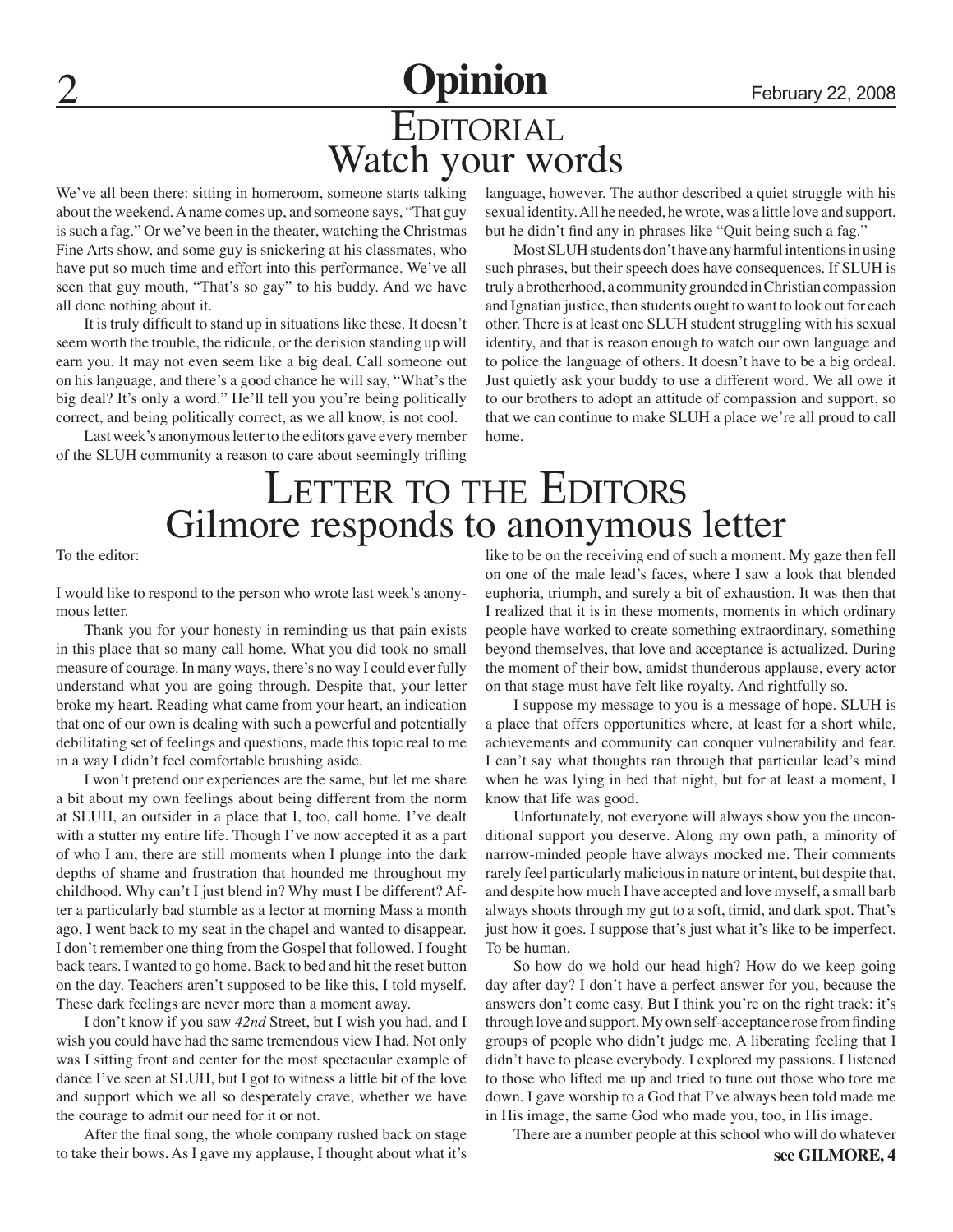# Opinion

## Editorial
## Watch your words

We've all been there: sitting in homeroom, someone starts talking about the weekend. A name comes up, and someone says, "That guy is such a fag." Or we've been in the theater, watching the Christmas Fine Arts show, and some guy is snickering at his classmates, who have put so much time and effort into this performance. We've all seen that guy mouth, "That's so gay" to his buddy. And we have all done nothing about it.

It is truly difficult to stand up in situations like these. It doesn't seem worth the trouble, the ridicule, or the derision standing up will earn you. It may not even seem like a big deal. Call someone out on his language, and there's a good chance he will say, "What's the big deal? It's only a word." He'll tell you you're being politically correct, and being politically correct, as we all know, is not cool.

Last week's anonymous letter to the editors gave every member of the SLUH community a reason to care about seemingly trifling language, however. The author described a quiet struggle with his sexual identity. All he needed, he wrote, was a little love and support, but he didn't find any in phrases like "Quit being such a fag."

Most SLUH students don't have any harmful intentions in using such phrases, but their speech does have consequences. If SLUH is truly a brotherhood, a community grounded in Christian compassion and Ignatian justice, then students ought to want to look out for each other. There is at least one SLUH student struggling with his sexual identity, and that is reason enough to watch our own language and to police the language of others. It doesn't have to be a big ordeal. Just quietly ask your buddy to use a different word. We all owe it to our brothers to adopt an attitude of compassion and support, so that we can continue to make SLUH a place we're all proud to call home.

## Letter to the Editors
## Gilmore responds to anonymous letter

To the editor:

I would like to respond to the person who wrote last week's anonymous letter.

Thank you for your honesty in reminding us that pain exists in this place that so many call home. What you did took no small measure of courage. In many ways, there's no way I could ever fully understand what you are going through. Despite that, your letter broke my heart. Reading what came from your heart, an indication that one of our own is dealing with such a powerful and potentially debilitating set of feelings and questions, made this topic real to me in a way I didn't feel comfortable brushing aside.

I won't pretend our experiences are the same, but let me share a bit about my own feelings about being different from the norm at SLUH, an outsider in a place that I, too, call home. I've dealt with a stutter my entire life. Though I've now accepted it as a part of who I am, there are still moments when I plunge into the dark depths of shame and frustration that hounded me throughout my childhood. Why can't I just blend in? Why must I be different? After a particularly bad stumble as a lector at morning Mass a month ago, I went back to my seat in the chapel and wanted to disappear. I don't remember one thing from the Gospel that followed. I fought back tears. I wanted to go home. Back to bed and hit the reset button on the day. Teachers aren't supposed to be like this, I told myself. These dark feelings are never more than a moment away.

I don't know if you saw *42nd* Street, but I wish you had, and I wish you could have had the same tremendous view I had. Not only was I sitting front and center for the most spectacular example of dance I've seen at SLUH, but I got to witness a little bit of the love and support which we all so desperately crave, whether we have the courage to admit our need for it or not.

After the final song, the whole company rushed back on stage to take their bows. As I gave my applause, I thought about what it's like to be on the receiving end of such a moment. My gaze then fell on one of the male lead's faces, where I saw a look that blended euphoria, triumph, and surely a bit of exhaustion. It was then that I realized that it is in these moments, moments in which ordinary people have worked to create something extraordinary, something beyond themselves, that love and acceptance is actualized. During the moment of their bow, amidst thunderous applause, every actor on that stage must have felt like royalty. And rightfully so.

I suppose my message to you is a message of hope. SLUH is a place that offers opportunities where, at least for a short while, achievements and community can conquer vulnerability and fear. I can't say what thoughts ran through that particular lead's mind when he was lying in bed that night, but for at least a moment, I know that life was good.

Unfortunately, not everyone will always show you the unconditional support you deserve. Along my own path, a minority of narrow-minded people have always mocked me. Their comments rarely feel particularly malicious in nature or intent, but despite that, and despite how much I have accepted and love myself, a small barb always shoots through my gut to a soft, timid, and dark spot. That's just how it goes. I suppose that's just what it's like to be imperfect. To be human.

So how do we hold our head high? How do we keep going day after day? I don't have a perfect answer for you, because the answers don't come easy. But I think you're on the right track: it's through love and support. My own self-acceptance rose from finding groups of people who didn't judge me. A liberating feeling that I didn't have to please everybody. I explored my passions. I listened to those who lifted me up and tried to tune out those who tore me down. I gave worship to a God that I've always been told made me in His image, the same God who made you, too, in His image.

There are a number people at this school who will do whatever

**see GILMORE, 4**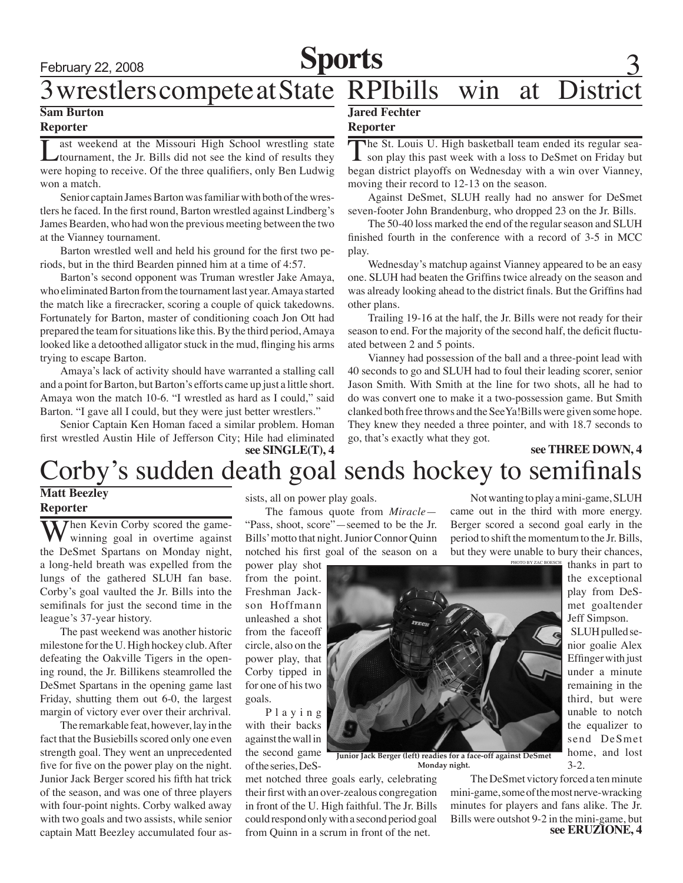# 3 wrestlers compete at State

**Sam Burton**
**Reporter**

Last weekend at the Missouri High School wrestling state tournament, the Jr. Bills did not see the kind of results they were hoping to receive. Of the three qualifiers, only Ben Ludwig won a match.

Senior captain James Barton was familiar with both of the wrestlers he faced. In the first round, Barton wrestled against Lindberg's James Bearden, who had won the previous meeting between the two at the Vianney tournament.

Barton wrestled well and held his ground for the first two periods, but in the third Bearden pinned him at a time of 4:57.

Barton's second opponent was Truman wrestler Jake Amaya, who eliminated Barton from the tournament last year. Amaya started the match like a firecracker, scoring a couple of quick takedowns. Fortunately for Barton, master of conditioning coach Jon Ott had prepared the team for situations like this. By the third period, Amaya looked like a detoothed alligator stuck in the mud, flinging his arms trying to escape Barton.

Amaya's lack of activity should have warranted a stalling call and a point for Barton, but Barton's efforts came up just a little short. Amaya won the match 10-6. "I wrestled as hard as I could," said Barton. "I gave all I could, but they were just better wrestlers."

Senior Captain Ken Homan faced a similar problem. Homan first wrestled Austin Hile of Jefferson City; Hile had eliminated

**see SINGLE(T), 4**

# RPIbills win at District

**Jared Fechter**
**Reporter**

The St. Louis U. High basketball team ended its regular season play this past week with a loss to DeSmet on Friday but began district playoffs on Wednesday with a win over Vianney, moving their record to 12-13 on the season.

Against DeSmet, SLUH really had no answer for DeSmet seven-footer John Brandenburg, who dropped 23 on the Jr. Bills.

The 50-40 loss marked the end of the regular season and SLUH finished fourth in the conference with a record of 3-5 in MCC play.

Wednesday's matchup against Vianney appeared to be an easy one. SLUH had beaten the Griffins twice already on the season and was already looking ahead to the district finals. But the Griffins had other plans.

Trailing 19-16 at the half, the Jr. Bills were not ready for their season to end. For the majority of the second half, the deficit fluctuated between 2 and 5 points.

Vianney had possession of the ball and a three-point lead with 40 seconds to go and SLUH had to foul their leading scorer, senior Jason Smith. With Smith at the line for two shots, all he had to do was convert one to make it a two-possession game. But Smith clanked both free throws and the SeeYa!Bills were given some hope. They knew they needed a three pointer, and with 18.7 seconds to go, that's exactly what they got.

**see THREE DOWN, 4**

# Corby's sudden death goal sends hockey to semifinals

**Matt Beezley**
**Reporter**

When Kevin Corby scored the game-winning goal in overtime against the DeSmet Spartans on Monday night, a long-held breath was expelled from the lungs of the gathered SLUH fan base. Corby's goal vaulted the Jr. Bills into the semifinals for just the second time in the league's 37-year history.

The past weekend was another historic milestone for the U. High hockey club. After defeating the Oakville Tigers in the opening round, the Jr. Billikens steamrolled the DeSmet Spartans in the opening game last Friday, shutting them out 6-0, the largest margin of victory ever over their archrival.

The remarkable feat, however, lay in the fact that the Busiebills scored only one even strength goal. They went an unprecedented five for five on the power play on the night. Junior Jack Berger scored his fifth hat trick of the season, and was one of three players with four-point nights. Corby walked away with two goals and two assists, while senior captain Matt Beezley accumulated four assists, all on power play goals.

The famous quote from *Miracle*—"Pass, shoot, score"—seemed to be the Jr. Bills' motto that night. Junior Connor Quinn notched his first goal of the season on a power play shot from the point. Freshman Jackson Hoffmann unleashed a shot from the faceoff circle, also on the power play, that Corby tipped in for one of his two goals.

Playing with their backs against the wall in the second game of the series, DeSmet notched three goals early, celebrating their first with an over-zealous congregation in front of the U. High faithful. The Jr. Bills could respond only with a second period goal from Quinn in a scrum in front of the net.

PHOTO BY ZAC BOESCH

**Junior Jack Berger (left) readies for a face-off against DeSmet Monday night.**

Not wanting to play a mini-game, SLUH came out in the third with more energy. Berger scored a second goal early in the period to shift the momentum to the Jr. Bills, but they were unable to bury their chances, thanks in part to the exceptional play from DeSmet goaltender Jeff Simpson.

SLUH pulled senior goalie Alex Effinger with just under a minute remaining in the third, but were unable to notch the equalizer to send DeSmet home, and lost 3-2.

The DeSmet victory forced a ten minute mini-game, some of the most nerve-wracking minutes for players and fans alike. The Jr. Bills were outshot 9-2 in the mini-game, but

**see ERUZIONE, 4**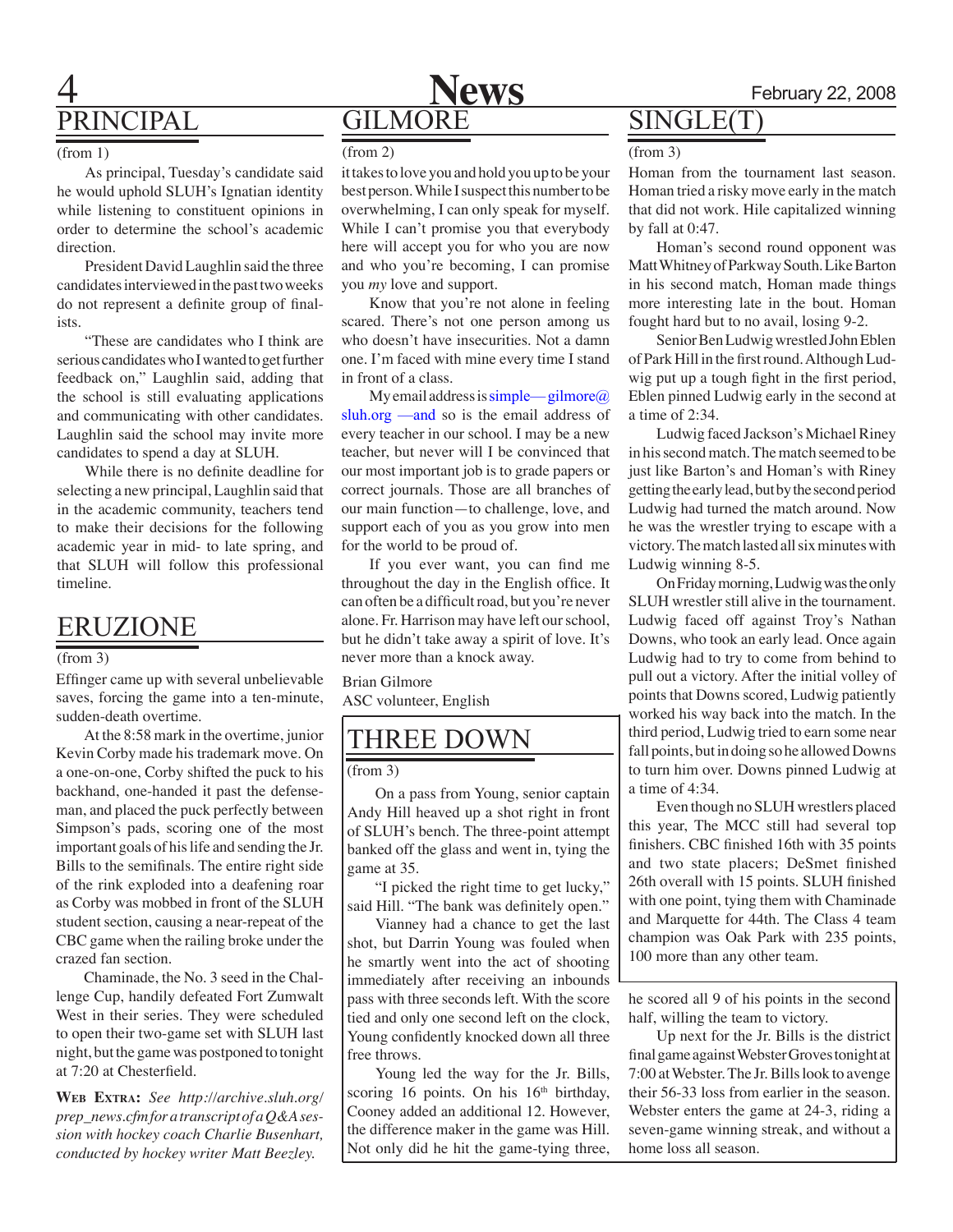## PRINCIPAL

(from 1)

As principal, Tuesday's candidate said he would uphold SLUH's Ignatian identity while listening to constituent opinions in order to determine the school's academic direction.

President David Laughlin said the three candidates interviewed in the past two weeks do not represent a definite group of finalists.

"These are candidates who I think are serious candidates who I wanted to get further feedback on," Laughlin said, adding that the school is still evaluating applications and communicating with other candidates. Laughlin said the school may invite more candidates to spend a day at SLUH.

While there is no definite deadline for selecting a new principal, Laughlin said that in the academic community, teachers tend to make their decisions for the following academic year in mid- to late spring, and that SLUH will follow this professional timeline.

## ERUZIONE

(from 3)

Effinger came up with several unbelievable saves, forcing the game into a ten-minute, sudden-death overtime.

At the 8:58 mark in the overtime, junior Kevin Corby made his trademark move. On a one-on-one, Corby shifted the puck to his backhand, one-handed it past the defenseman, and placed the puck perfectly between Simpson's pads, scoring one of the most important goals of his life and sending the Jr. Bills to the semifinals. The entire right side of the rink exploded into a deafening roar as Corby was mobbed in front of the SLUH student section, causing a near-repeat of the CBC game when the railing broke under the crazed fan section.

Chaminade, the No. 3 seed in the Challenge Cup, handily defeated Fort Zumwalt West in their series. They were scheduled to open their two-game set with SLUH last night, but the game was postponed to tonight at 7:20 at Chesterfield.

**Web Extra:** *See http://archive.sluh.org/prep_news.cfm for a transcript of a Q&A session with hockey coach Charlie Busenhart, conducted by hockey writer Matt Beezley.*

## GILMORE

(from 2)

it takes to love you and hold you up to be your best person. While I suspect this number to be overwhelming, I can only speak for myself. While I can't promise you that everybody here will accept you for who you are now and who you're becoming, I can promise you *my* love and support.

Know that you're not alone in feeling scared. There's not one person among us who doesn't have insecurities. Not a damn one. I'm faced with mine every time I stand in front of a class.

My email address is simple—gilmore@sluh.org—and so is the email address of every teacher in our school. I may be a new teacher, but never will I be convinced that our most important job is to grade papers or correct journals. Those are all branches of our main function—to challenge, love, and support each of you as you grow into men for the world to be proud of.

If you ever want, you can find me throughout the day in the English office. It can often be a difficult road, but you're never alone. Fr. Harrison may have left our school, but he didn't take away a spirit of love. It's never more than a knock away.

Brian Gilmore
ASC volunteer, English

## THREE DOWN

(from 3)

On a pass from Young, senior captain Andy Hill heaved up a shot right in front of SLUH's bench. The three-point attempt banked off the glass and went in, tying the game at 35.

"I picked the right time to get lucky," said Hill. "The bank was definitely open."

Vianney had a chance to get the last shot, but Darrin Young was fouled when he smartly went into the act of shooting immediately after receiving an inbounds pass with three seconds left. With the score tied and only one second left on the clock, Young confidently knocked down all three free throws.

Young led the way for the Jr. Bills, scoring 16 points. On his 16th birthday, Cooney added an additional 12. However, the difference maker in the game was Hill. Not only did he hit the game-tying three, he scored all 9 of his points in the second half, willing the team to victory.

Up next for the Jr. Bills is the district final game against Webster Groves tonight at 7:00 at Webster. The Jr. Bills look to avenge their 56-33 loss from earlier in the season. Webster enters the game at 24-3, riding a seven-game winning streak, and without a home loss all season.

## SINGLE(T)

(from 3)

Homan from the tournament last season. Homan tried a risky move early in the match that did not work. Hile capitalized winning by fall at 0:47.

Homan's second round opponent was Matt Whitney of Parkway South. Like Barton in his second match, Homan made things more interesting late in the bout. Homan fought hard but to no avail, losing 9-2.

Senior Ben Ludwig wrestled John Eblen of Park Hill in the first round. Although Ludwig put up a tough fight in the first period, Eblen pinned Ludwig early in the second at a time of 2:34.

Ludwig faced Jackson's Michael Riney in his second match. The match seemed to be just like Barton's and Homan's with Riney getting the early lead, but by the second period Ludwig had turned the match around. Now he was the wrestler trying to escape with a victory. The match lasted all six minutes with Ludwig winning 8-5.

On Friday morning, Ludwig was the only SLUH wrestler still alive in the tournament. Ludwig faced off against Troy's Nathan Downs, who took an early lead. Once again Ludwig had to try to come from behind to pull out a victory. After the initial volley of points that Downs scored, Ludwig patiently worked his way back into the match. In the third period, Ludwig tried to earn some near fall points, but in doing so he allowed Downs to turn him over. Downs pinned Ludwig at a time of 4:34.

Even though no SLUH wrestlers placed this year, The MCC still had several top finishers. CBC finished 16th with 35 points and two state placers; DeSmet finished 26th overall with 15 points. SLUH finished with one point, tying them with Chaminade and Marquette for 44th. The Class 4 team champion was Oak Park with 235 points, 100 more than any other team.